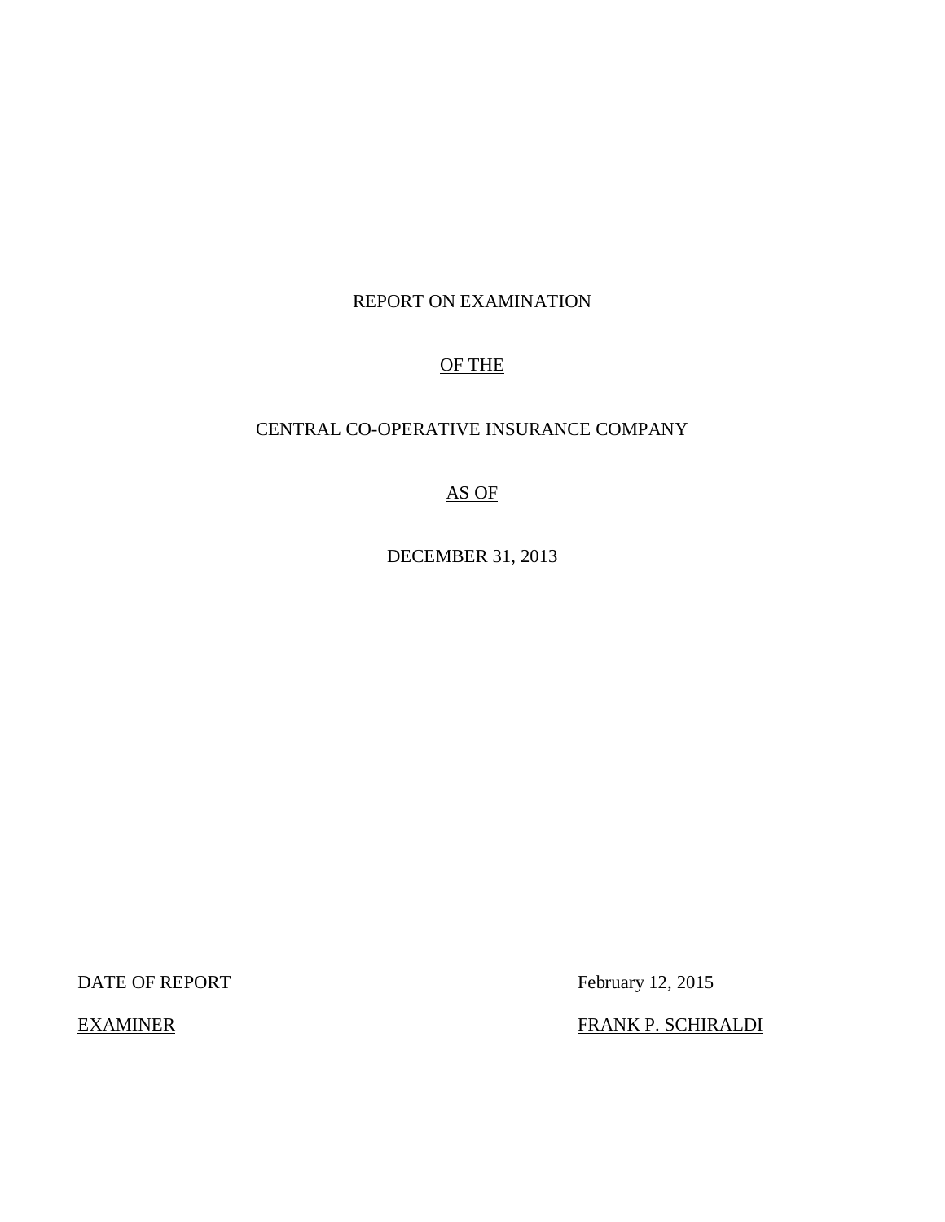REPORT ON EXAMINATION

OF THE

CENTRAL CO-OPERATIVE INSURANCE COMPANY

AS OF

DECEMBER 31, 2013

| | |
|---|---|
| DATE OF REPORT | February 12, 2015 |
| EXAMINER | FRANK P. SCHIRALDI |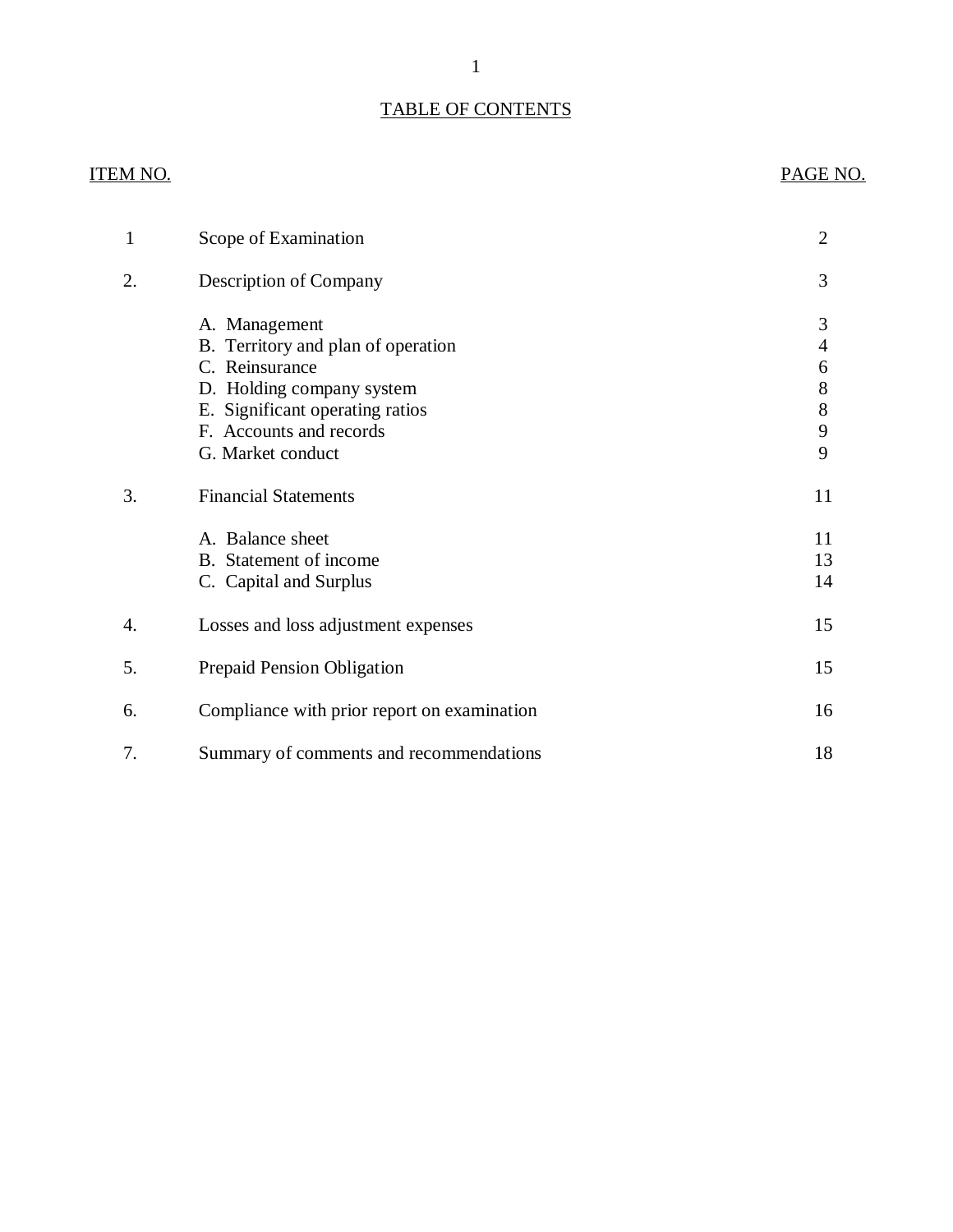# TABLE OF CONTENTS

| ITEM NO. | | PAGE NO. |
|---|---|---|
| 1 | Scope of Examination | 2 |
| 2. | Description of Company | 3 |
| | A. Management | 3 |
| | B. Territory and plan of operation | 4 |
| | C. Reinsurance | 6 |
| | D. Holding company system | 8 |
| | E. Significant operating ratios | 8 |
| | F. Accounts and records | 9 |
| | G. Market conduct | 9 |
| 3. | Financial Statements | 11 |
| | A. Balance sheet | 11 |
| | B. Statement of income | 13 |
| | C. Capital and Surplus | 14 |
| 4. | Losses and loss adjustment expenses | 15 |
| 5. | Prepaid Pension Obligation | 15 |
| 6. | Compliance with prior report on examination | 16 |
| 7. | Summary of comments and recommendations | 18 |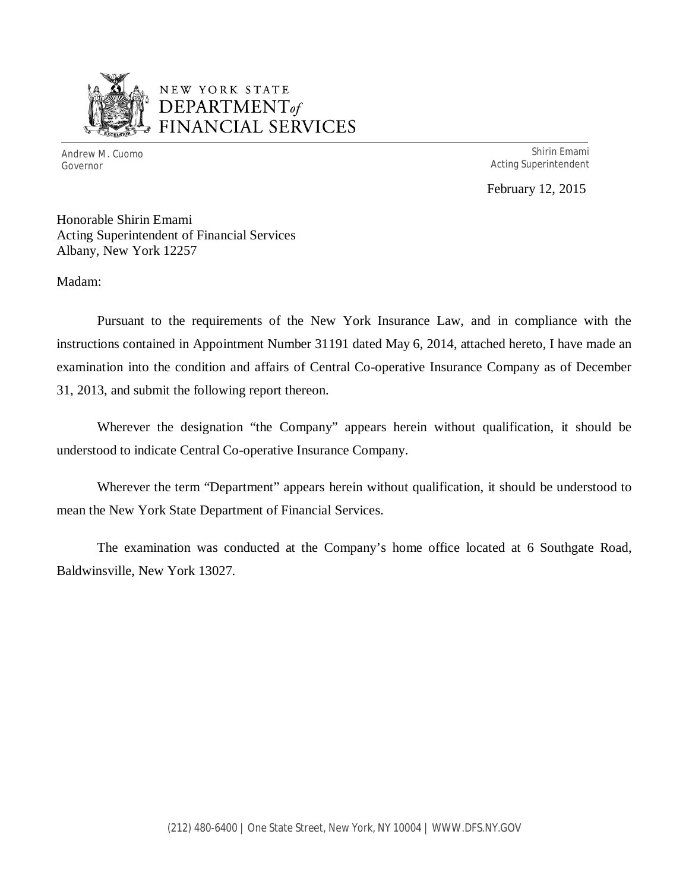NEW YORK STATE
DEPARTMENT *of* FINANCIAL SERVICES

Andrew M. Cuomo
Governor

Shirin Emami
Acting Superintendent

February 12, 2015

Honorable Shirin Emami
Acting Superintendent of Financial Services
Albany, New York 12257

Madam:

Pursuant to the requirements of the New York Insurance Law, and in compliance with the instructions contained in Appointment Number 31191 dated May 6, 2014, attached hereto, I have made an examination into the condition and affairs of Central Co-operative Insurance Company as of December 31, 2013, and submit the following report thereon.

Wherever the designation "the Company" appears herein without qualification, it should be understood to indicate Central Co-operative Insurance Company.

Wherever the term "Department" appears herein without qualification, it should be understood to mean the New York State Department of Financial Services.

The examination was conducted at the Company's home office located at 6 Southgate Road, Baldwinsville, New York 13027.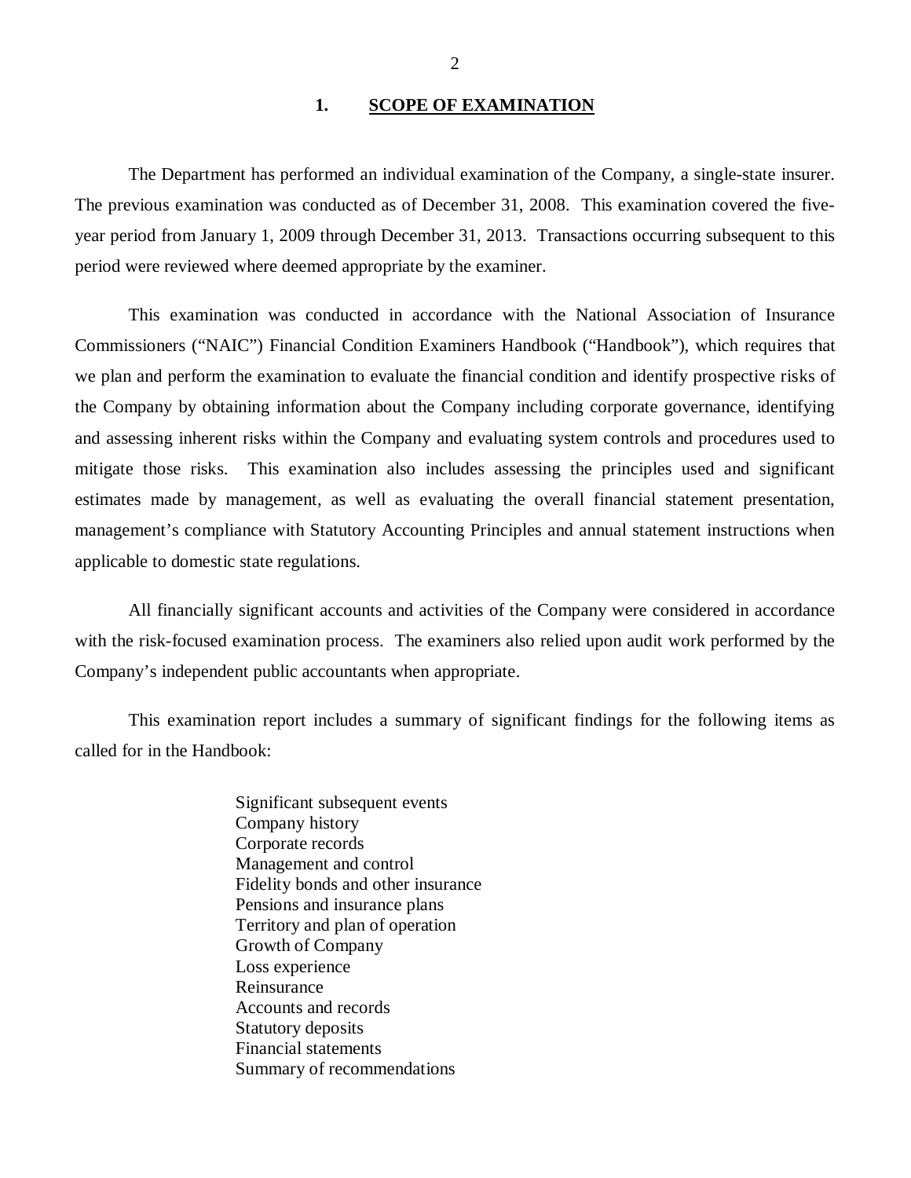## 1. SCOPE OF EXAMINATION

The Department has performed an individual examination of the Company, a single-state insurer. The previous examination was conducted as of December 31, 2008. This examination covered the five-year period from January 1, 2009 through December 31, 2013. Transactions occurring subsequent to this period were reviewed where deemed appropriate by the examiner.

This examination was conducted in accordance with the National Association of Insurance Commissioners ("NAIC") Financial Condition Examiners Handbook ("Handbook"), which requires that we plan and perform the examination to evaluate the financial condition and identify prospective risks of the Company by obtaining information about the Company including corporate governance, identifying and assessing inherent risks within the Company and evaluating system controls and procedures used to mitigate those risks. This examination also includes assessing the principles used and significant estimates made by management, as well as evaluating the overall financial statement presentation, management's compliance with Statutory Accounting Principles and annual statement instructions when applicable to domestic state regulations.

All financially significant accounts and activities of the Company were considered in accordance with the risk-focused examination process. The examiners also relied upon audit work performed by the Company's independent public accountants when appropriate.

This examination report includes a summary of significant findings for the following items as called for in the Handbook:

- Significant subsequent events
- Company history
- Corporate records
- Management and control
- Fidelity bonds and other insurance
- Pensions and insurance plans
- Territory and plan of operation
- Growth of Company
- Loss experience
- Reinsurance
- Accounts and records
- Statutory deposits
- Financial statements
- Summary of recommendations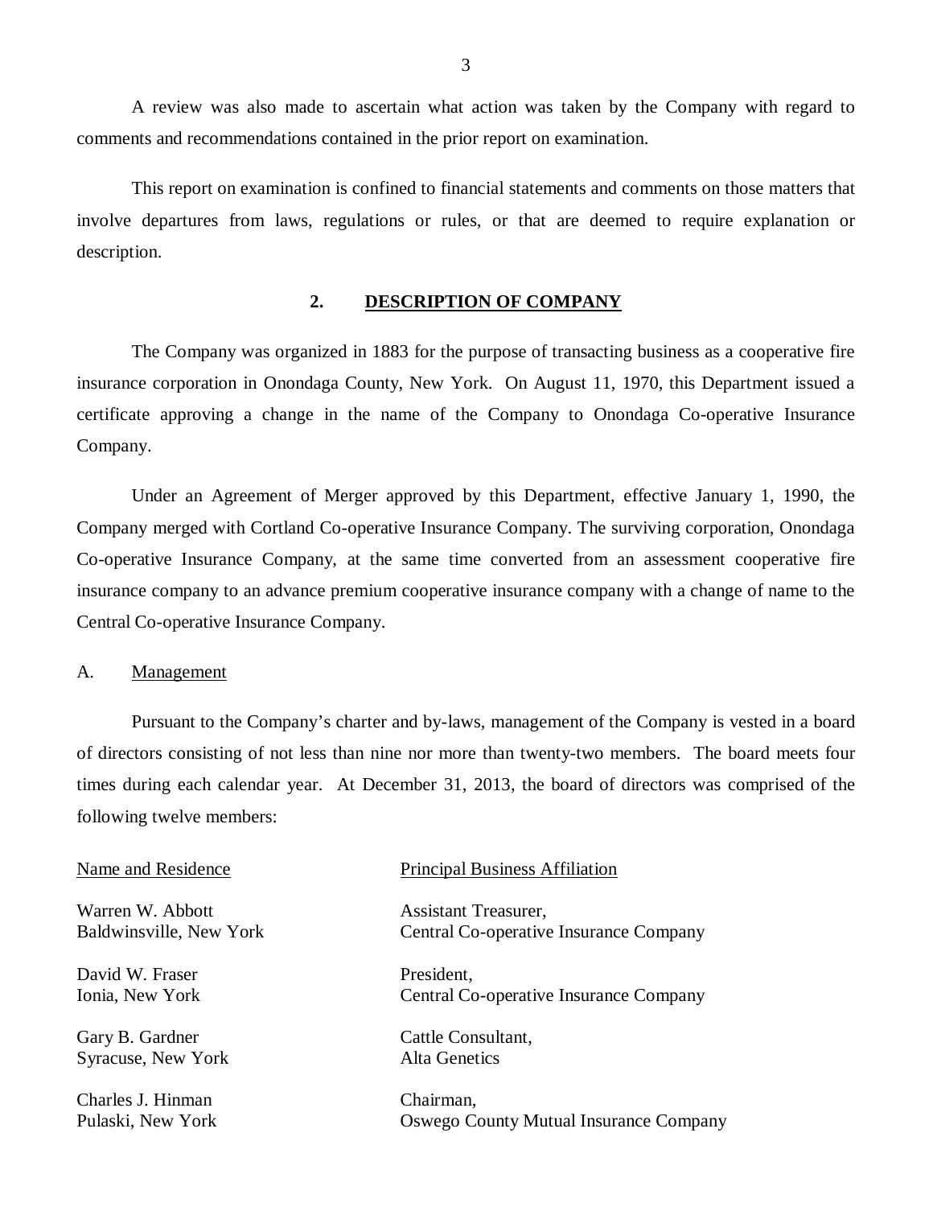A review was also made to ascertain what action was taken by the Company with regard to comments and recommendations contained in the prior report on examination.

This report on examination is confined to financial statements and comments on those matters that involve departures from laws, regulations or rules, or that are deemed to require explanation or description.

## 2. DESCRIPTION OF COMPANY

The Company was organized in 1883 for the purpose of transacting business as a cooperative fire insurance corporation in Onondaga County, New York. On August 11, 1970, this Department issued a certificate approving a change in the name of the Company to Onondaga Co-operative Insurance Company.

Under an Agreement of Merger approved by this Department, effective January 1, 1990, the Company merged with Cortland Co-operative Insurance Company. The surviving corporation, Onondaga Co-operative Insurance Company, at the same time converted from an assessment cooperative fire insurance company to an advance premium cooperative insurance company with a change of name to the Central Co-operative Insurance Company.

### A. Management

Pursuant to the Company's charter and by-laws, management of the Company is vested in a board of directors consisting of not less than nine nor more than twenty-two members. The board meets four times during each calendar year. At December 31, 2013, the board of directors was comprised of the following twelve members:

| Name and Residence | Principal Business Affiliation |
| --- | --- |
| Warren W. Abbott<br>Baldwinsville, New York | Assistant Treasurer,<br>Central Co-operative Insurance Company |
| David W. Fraser<br>Ionia, New York | President,<br>Central Co-operative Insurance Company |
| Gary B. Gardner<br>Syracuse, New York | Cattle Consultant,<br>Alta Genetics |
| Charles J. Hinman<br>Pulaski, New York | Chairman,<br>Oswego County Mutual Insurance Company |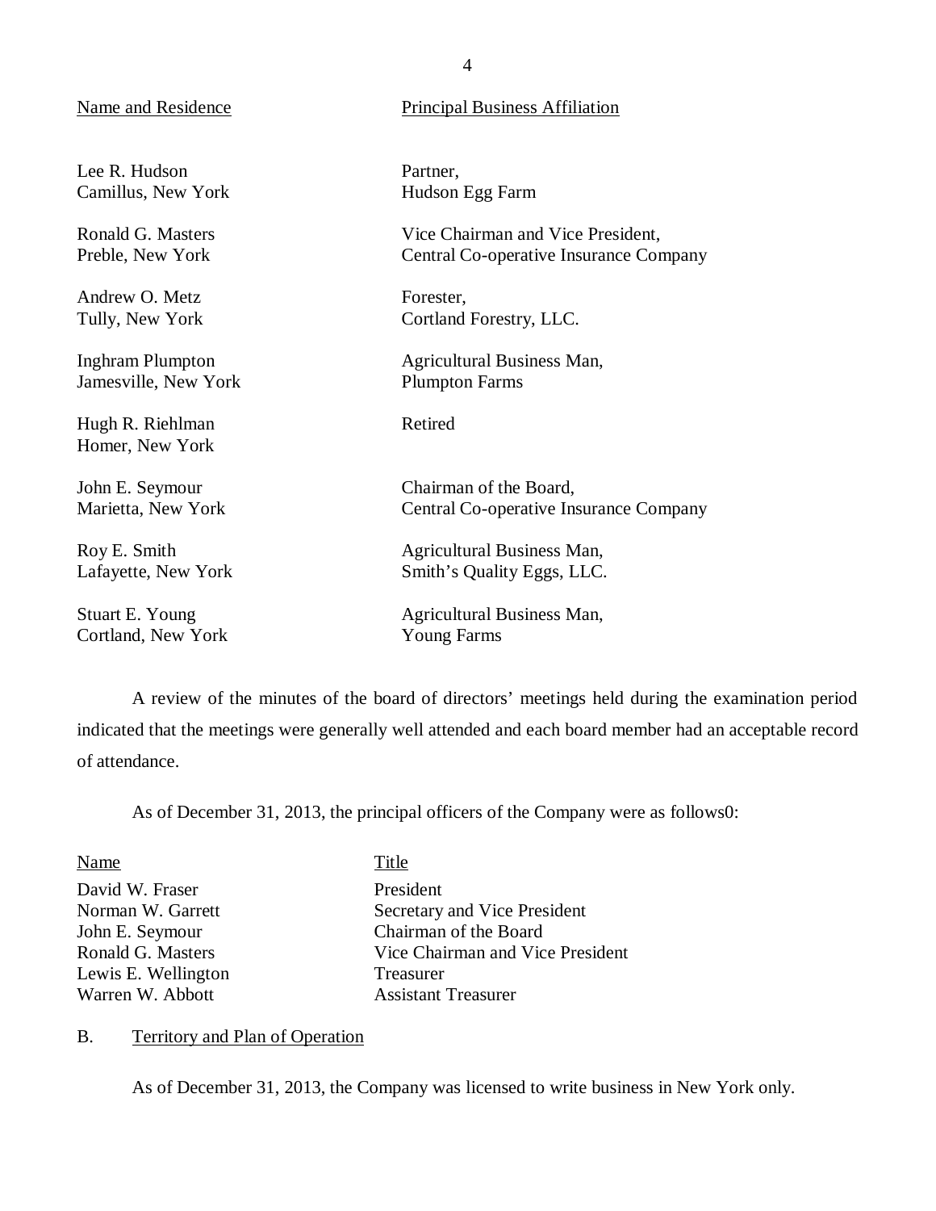| Name and Residence | Principal Business Affiliation |
|---|---|
| Lee R. Hudson<br>Camillus, New York | Partner,<br>Hudson Egg Farm |
| Ronald G. Masters<br>Preble, New York | Vice Chairman and Vice President,<br>Central Co-operative Insurance Company |
| Andrew O. Metz<br>Tully, New York | Forester,<br>Cortland Forestry, LLC. |
| Inghram Plumpton<br>Jamesville, New York | Agricultural Business Man,<br>Plumpton Farms |
| Hugh R. Riehlman<br>Homer, New York | Retired |
| John E. Seymour<br>Marietta, New York | Chairman of the Board,<br>Central Co-operative Insurance Company |
| Roy E. Smith<br>Lafayette, New York | Agricultural Business Man,<br>Smith's Quality Eggs, LLC. |
| Stuart E. Young<br>Cortland, New York | Agricultural Business Man,<br>Young Farms |

A review of the minutes of the board of directors' meetings held during the examination period indicated that the meetings were generally well attended and each board member had an acceptable record of attendance.

As of December 31, 2013, the principal officers of the Company were as follows0:

| Name | Title |
|---|---|
| David W. Fraser | President |
| Norman W. Garrett | Secretary and Vice President |
| John E. Seymour | Chairman of the Board |
| Ronald G. Masters | Vice Chairman and Vice President |
| Lewis E. Wellington | Treasurer |
| Warren W. Abbott | Assistant Treasurer |

## B. Territory and Plan of Operation

As of December 31, 2013, the Company was licensed to write business in New York only.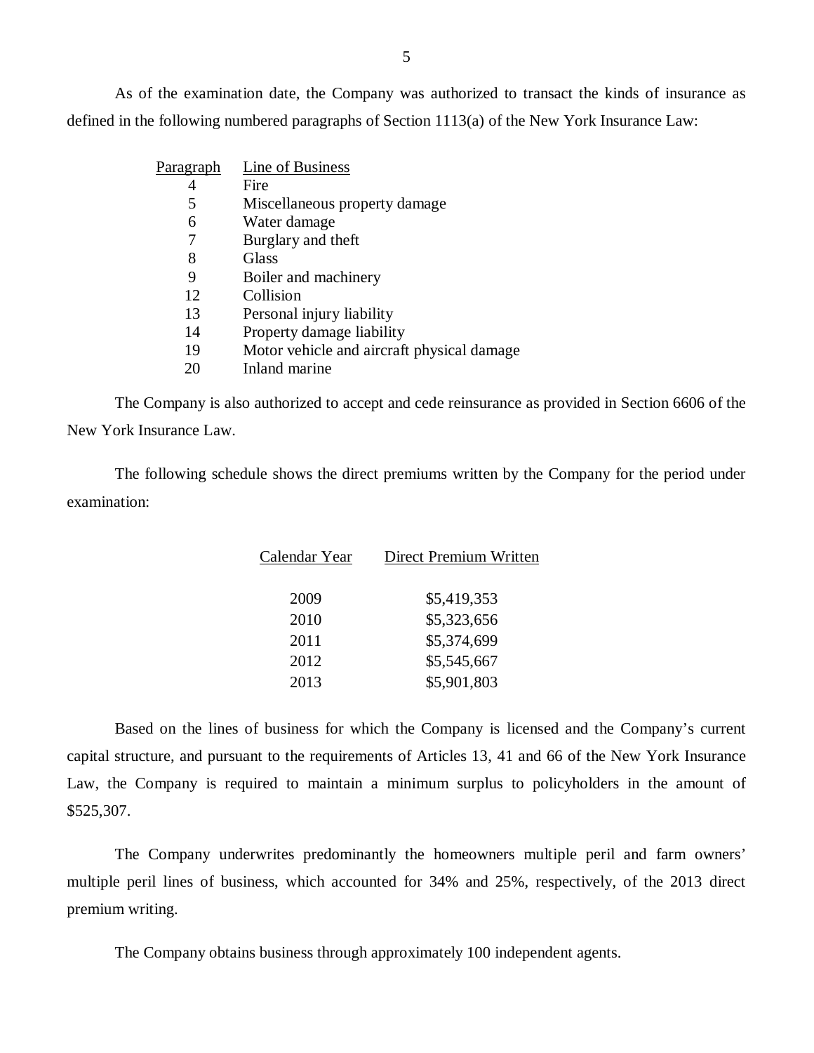As of the examination date, the Company was authorized to transact the kinds of insurance as defined in the following numbered paragraphs of Section 1113(a) of the New York Insurance Law:

| Paragraph | Line of Business |
|---|---|
| 4 | Fire |
| 5 | Miscellaneous property damage |
| 6 | Water damage |
| 7 | Burglary and theft |
| 8 | Glass |
| 9 | Boiler and machinery |
| 12 | Collision |
| 13 | Personal injury liability |
| 14 | Property damage liability |
| 19 | Motor vehicle and aircraft physical damage |
| 20 | Inland marine |

The Company is also authorized to accept and cede reinsurance as provided in Section 6606 of the New York Insurance Law.

The following schedule shows the direct premiums written by the Company for the period under examination:

| Calendar Year | Direct Premium Written |
|---|---|
| 2009 | $5,419,353 |
| 2010 | $5,323,656 |
| 2011 | $5,374,699 |
| 2012 | $5,545,667 |
| 2013 | $5,901,803 |

Based on the lines of business for which the Company is licensed and the Company's current capital structure, and pursuant to the requirements of Articles 13, 41 and 66 of the New York Insurance Law, the Company is required to maintain a minimum surplus to policyholders in the amount of $525,307.

The Company underwrites predominantly the homeowners multiple peril and farm owners' multiple peril lines of business, which accounted for 34% and 25%, respectively, of the 2013 direct premium writing.

The Company obtains business through approximately 100 independent agents.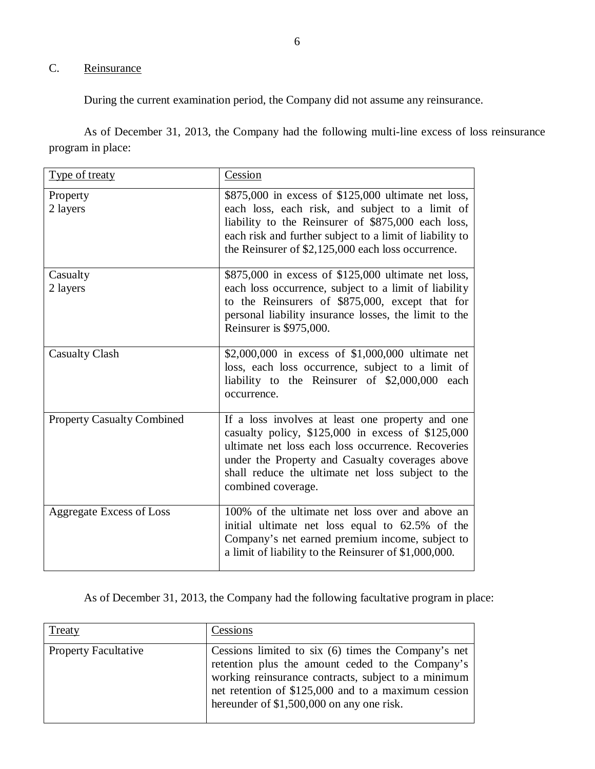## C. Reinsurance

During the current examination period, the Company did not assume any reinsurance.

As of December 31, 2013, the Company had the following multi-line excess of loss reinsurance program in place:

| Type of treaty | Cession |
|---|---|
| Property<br>2 layers | \$875,000 in excess of \$125,000 ultimate net loss, each loss, each risk, and subject to a limit of liability to the Reinsurer of \$875,000 each loss, each risk and further subject to a limit of liability to the Reinsurer of \$2,125,000 each loss occurrence. |
| Casualty<br>2 layers | \$875,000 in excess of \$125,000 ultimate net loss, each loss occurrence, subject to a limit of liability to the Reinsurers of \$875,000, except that for personal liability insurance losses, the limit to the Reinsurer is \$975,000. |
| Casualty Clash | \$2,000,000 in excess of \$1,000,000 ultimate net loss, each loss occurrence, subject to a limit of liability to the Reinsurer of \$2,000,000 each occurrence. |
| Property Casualty Combined | If a loss involves at least one property and one casualty policy, \$125,000 in excess of \$125,000 ultimate net loss each loss occurrence. Recoveries under the Property and Casualty coverages above shall reduce the ultimate net loss subject to the combined coverage. |
| Aggregate Excess of Loss | 100% of the ultimate net loss over and above an initial ultimate net loss equal to 62.5% of the Company's net earned premium income, subject to a limit of liability to the Reinsurer of \$1,000,000. |

As of December 31, 2013, the Company had the following facultative program in place:

| Treaty | Cessions |
|---|---|
| Property Facultative | Cessions limited to six (6) times the Company's net retention plus the amount ceded to the Company's working reinsurance contracts, subject to a minimum net retention of \$125,000 and to a maximum cession hereunder of \$1,500,000 on any one risk. |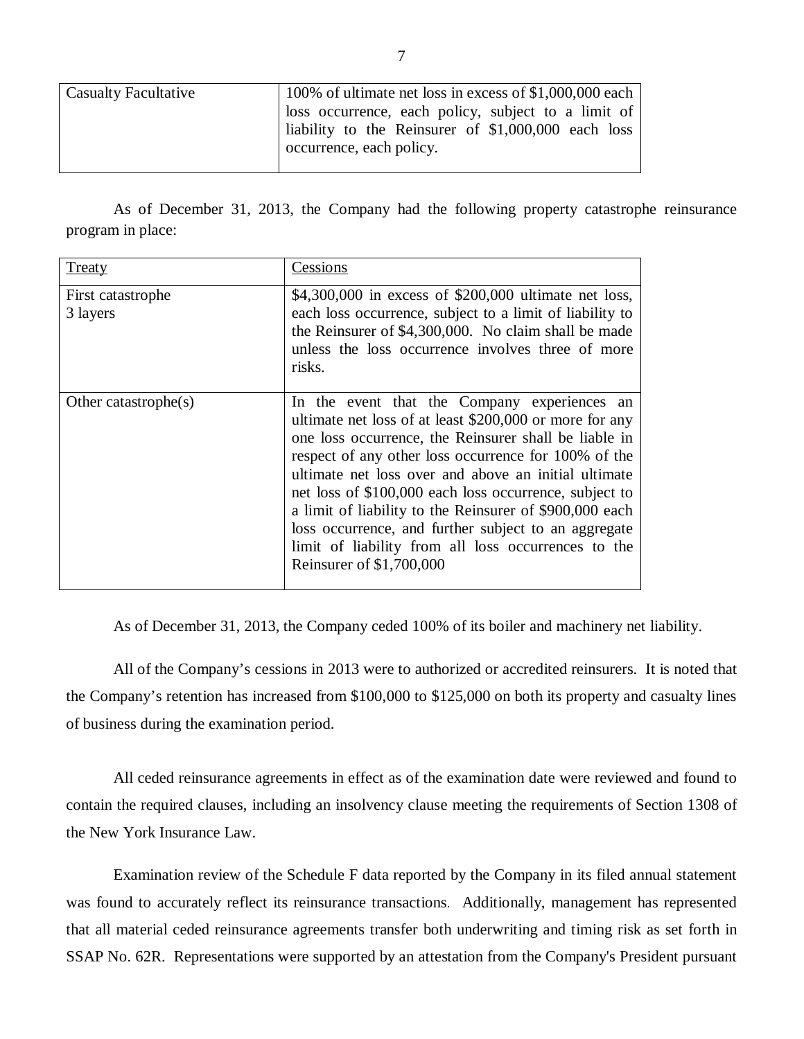| Casualty Facultative | 100% of ultimate net loss in excess of $1,000,000 each loss occurrence, each policy, subject to a limit of liability to the Reinsurer of $1,000,000 each loss occurrence, each policy. |
| --- | --- |

As of December 31, 2013, the Company had the following property catastrophe reinsurance program in place:

| Treaty | Cessions |
| --- | --- |
| First catastrophe 3 layers | $4,300,000 in excess of $200,000 ultimate net loss, each loss occurrence, subject to a limit of liability to the Reinsurer of $4,300,000. No claim shall be made unless the loss occurrence involves three of more risks. |
| Other catastrophe(s) | In the event that the Company experiences an ultimate net loss of at least $200,000 or more for any one loss occurrence, the Reinsurer shall be liable in respect of any other loss occurrence for 100% of the ultimate net loss over and above an initial ultimate net loss of $100,000 each loss occurrence, subject to a limit of liability to the Reinsurer of $900,000 each loss occurrence, and further subject to an aggregate limit of liability from all loss occurrences to the Reinsurer of $1,700,000 |

As of December 31, 2013, the Company ceded 100% of its boiler and machinery net liability.

All of the Company's cessions in 2013 were to authorized or accredited reinsurers. It is noted that the Company's retention has increased from $100,000 to $125,000 on both its property and casualty lines of business during the examination period.

All ceded reinsurance agreements in effect as of the examination date were reviewed and found to contain the required clauses, including an insolvency clause meeting the requirements of Section 1308 of the New York Insurance Law.

Examination review of the Schedule F data reported by the Company in its filed annual statement was found to accurately reflect its reinsurance transactions. Additionally, management has represented that all material ceded reinsurance agreements transfer both underwriting and timing risk as set forth in SSAP No. 62R. Representations were supported by an attestation from the Company's President pursuant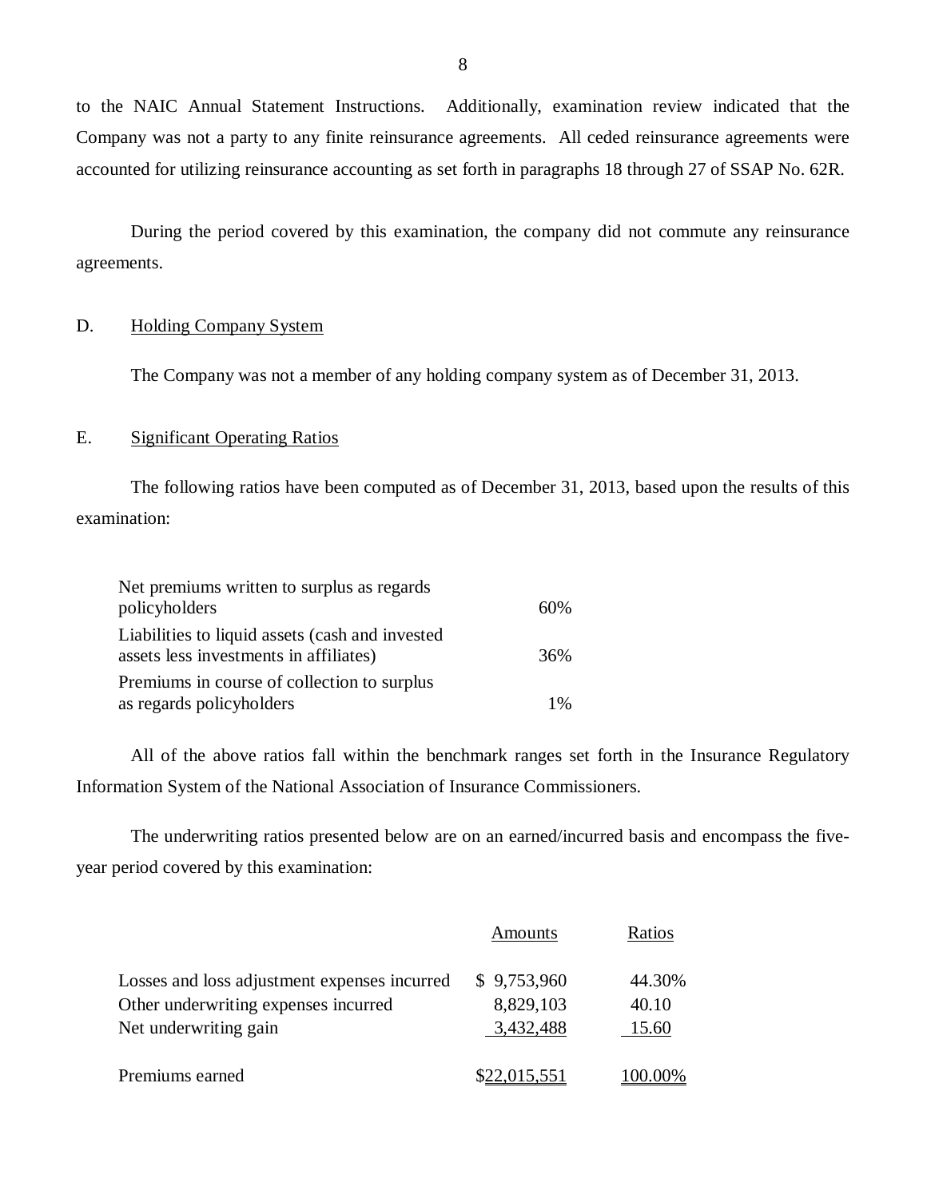to the NAIC Annual Statement Instructions. Additionally, examination review indicated that the Company was not a party to any finite reinsurance agreements. All ceded reinsurance agreements were accounted for utilizing reinsurance accounting as set forth in paragraphs 18 through 27 of SSAP No. 62R.

During the period covered by this examination, the company did not commute any reinsurance agreements.

D. Holding Company System

The Company was not a member of any holding company system as of December 31, 2013.

E. Significant Operating Ratios

The following ratios have been computed as of December 31, 2013, based upon the results of this examination:

| | |
|---|---|
| Net premiums written to surplus as regards policyholders | 60% |
| Liabilities to liquid assets (cash and invested assets less investments in affiliates) | 36% |
| Premiums in course of collection to surplus as regards policyholders | 1% |

All of the above ratios fall within the benchmark ranges set forth in the Insurance Regulatory Information System of the National Association of Insurance Commissioners.

The underwriting ratios presented below are on an earned/incurred basis and encompass the five-year period covered by this examination:

| | Amounts | Ratios |
|---|---|---|
| Losses and loss adjustment expenses incurred | $ 9,753,960 | 44.30% |
| Other underwriting expenses incurred | 8,829,103 | 40.10 |
| Net underwriting gain | 3,432,488 | 15.60 |
| Premiums earned | $22,015,551 | 100.00% |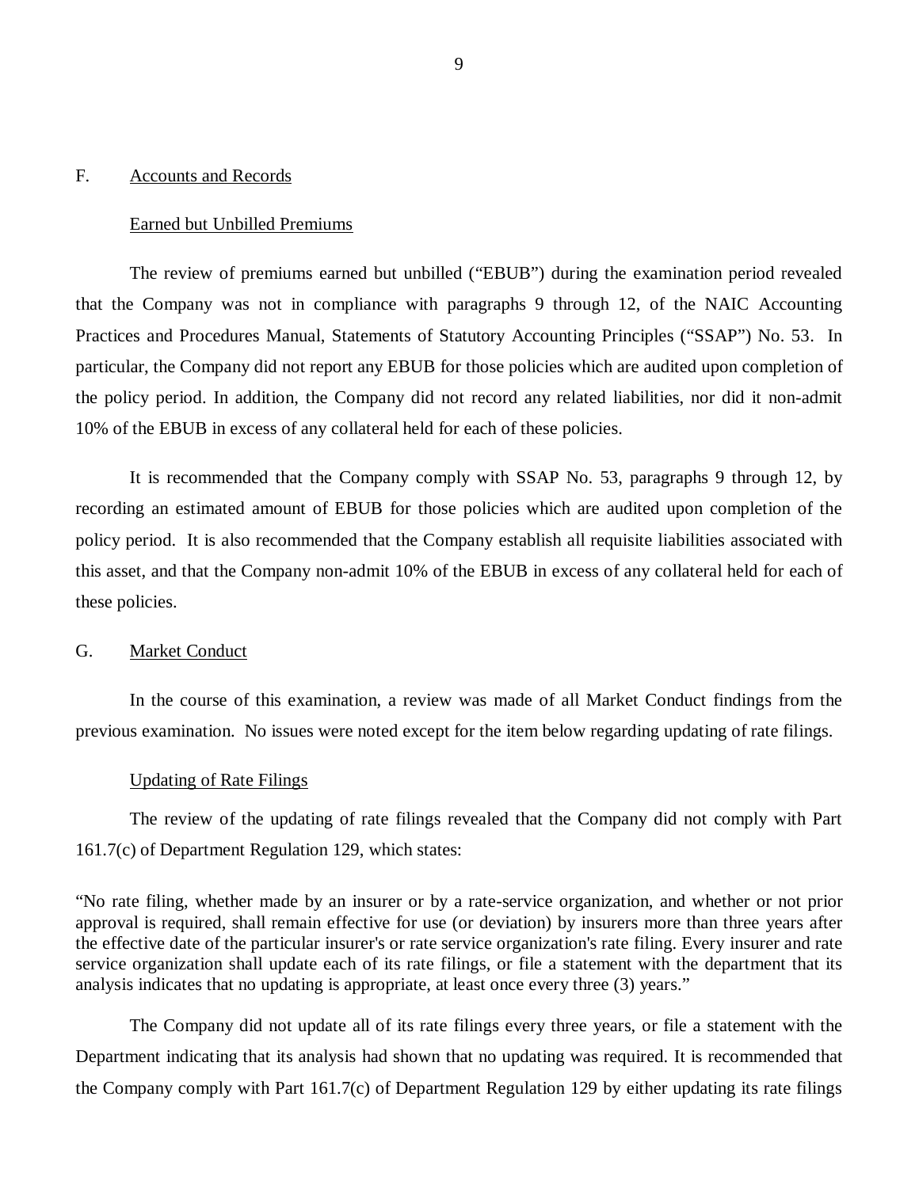## F. Accounts and Records

### Earned but Unbilled Premiums

The review of premiums earned but unbilled ("EBUB") during the examination period revealed that the Company was not in compliance with paragraphs 9 through 12, of the NAIC Accounting Practices and Procedures Manual, Statements of Statutory Accounting Principles ("SSAP") No. 53. In particular, the Company did not report any EBUB for those policies which are audited upon completion of the policy period. In addition, the Company did not record any related liabilities, nor did it non-admit 10% of the EBUB in excess of any collateral held for each of these policies.

It is recommended that the Company comply with SSAP No. 53, paragraphs 9 through 12, by recording an estimated amount of EBUB for those policies which are audited upon completion of the policy period. It is also recommended that the Company establish all requisite liabilities associated with this asset, and that the Company non-admit 10% of the EBUB in excess of any collateral held for each of these policies.

## G. Market Conduct

In the course of this examination, a review was made of all Market Conduct findings from the previous examination. No issues were noted except for the item below regarding updating of rate filings.

### Updating of Rate Filings

The review of the updating of rate filings revealed that the Company did not comply with Part 161.7(c) of Department Regulation 129, which states:

"No rate filing, whether made by an insurer or by a rate-service organization, and whether or not prior approval is required, shall remain effective for use (or deviation) by insurers more than three years after the effective date of the particular insurer's or rate service organization's rate filing. Every insurer and rate service organization shall update each of its rate filings, or file a statement with the department that its analysis indicates that no updating is appropriate, at least once every three (3) years."

The Company did not update all of its rate filings every three years, or file a statement with the Department indicating that its analysis had shown that no updating was required. It is recommended that the Company comply with Part 161.7(c) of Department Regulation 129 by either updating its rate filings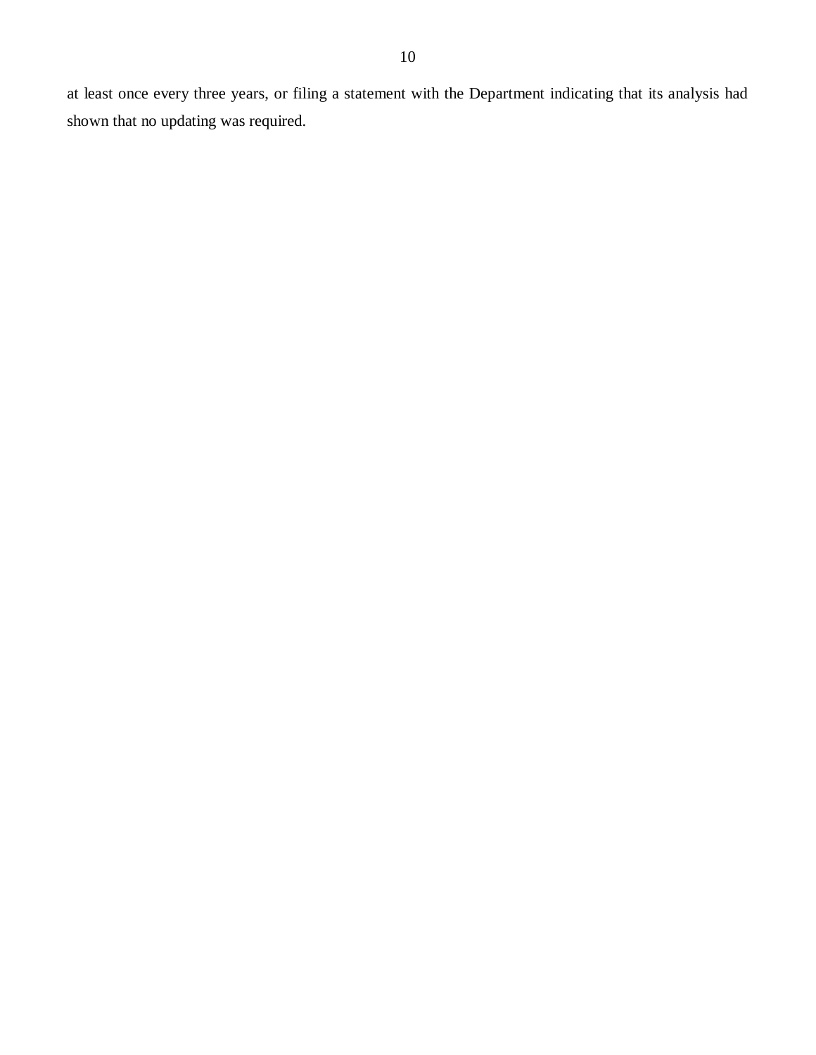at least once every three years, or filing a statement with the Department indicating that its analysis had shown that no updating was required.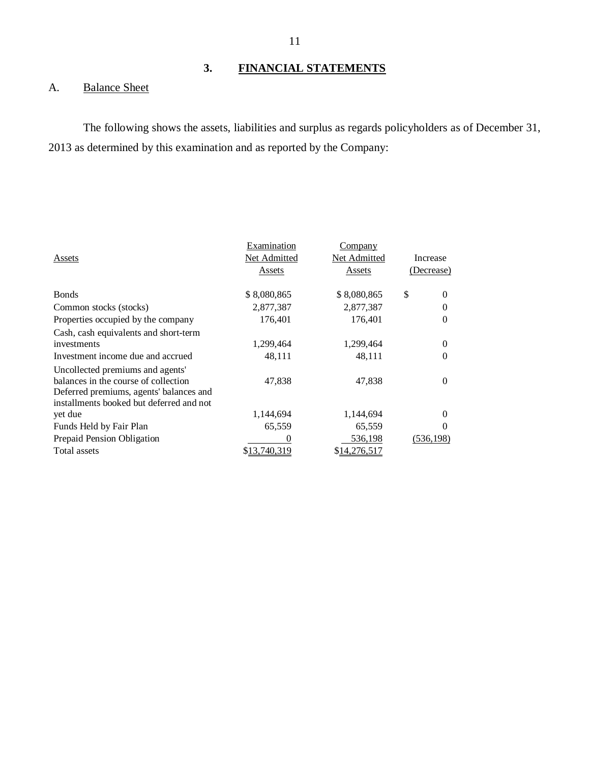## 3. FINANCIAL STATEMENTS

### A. Balance Sheet

The following shows the assets, liabilities and surplus as regards policyholders as of December 31, 2013 as determined by this examination and as reported by the Company:

| Assets | Examination Net Admitted Assets | Company Net Admitted Assets | Increase (Decrease) |
|---|---|---|---|
| Bonds | $ 8,080,865 | $ 8,080,865 | $ 0 |
| Common stocks (stocks) | 2,877,387 | 2,877,387 | 0 |
| Properties occupied by the company | 176,401 | 176,401 | 0 |
| Cash, cash equivalents and short-term investments | 1,299,464 | 1,299,464 | 0 |
| Investment income due and accrued | 48,111 | 48,111 | 0 |
| Uncollected premiums and agents' balances in the course of collection | 47,838 | 47,838 | 0 |
| Deferred premiums, agents' balances and installments booked but deferred and not yet due | 1,144,694 | 1,144,694 | 0 |
| Funds Held by Fair Plan | 65,559 | 65,559 | 0 |
| Prepaid Pension Obligation | 0 | 536,198 | (536,198) |
| Total assets | $13,740,319 | $14,276,517 | |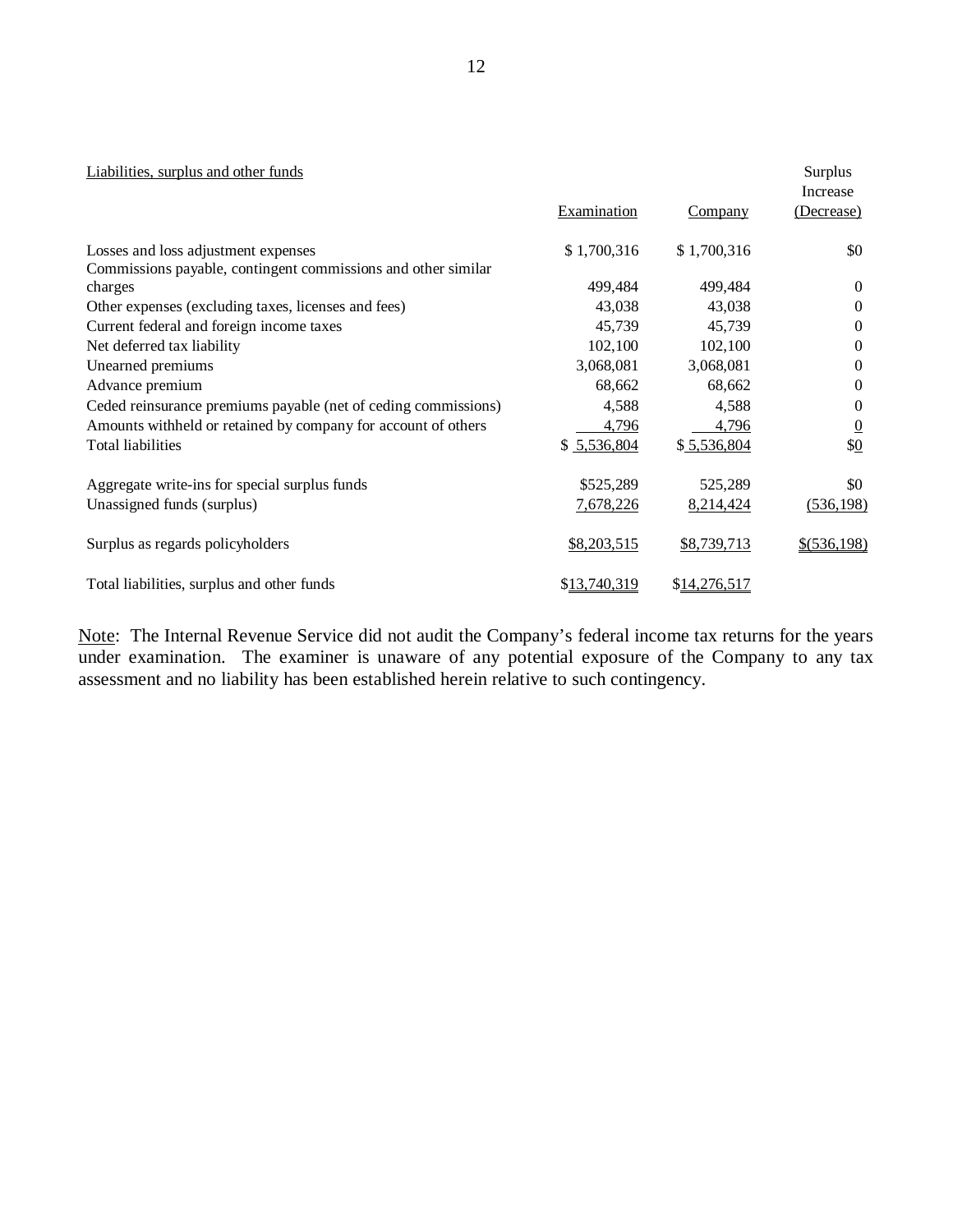| Liabilities, surplus and other funds | Examination | Company | Surplus Increase (Decrease) |
|---|---|---|---|
| Losses and loss adjustment expenses | $ 1,700,316 | $ 1,700,316 | $0 |
| Commissions payable, contingent commissions and other similar charges | 499,484 | 499,484 | 0 |
| Other expenses (excluding taxes, licenses and fees) | 43,038 | 43,038 | 0 |
| Current federal and foreign income taxes | 45,739 | 45,739 | 0 |
| Net deferred tax liability | 102,100 | 102,100 | 0 |
| Unearned premiums | 3,068,081 | 3,068,081 | 0 |
| Advance premium | 68,662 | 68,662 | 0 |
| Ceded reinsurance premiums payable (net of ceding commissions) | 4,588 | 4,588 | 0 |
| Amounts withheld or retained by company for account of others | 4,796 | 4,796 | 0 |
| Total liabilities | $ 5,536,804 | $ 5,536,804 | $0 |
| | | | |
| Aggregate write-ins for special surplus funds | $525,289 | 525,289 | $0 |
| Unassigned funds (surplus) | 7,678,226 | 8,214,424 | (536,198) |
| | | | |
| Surplus as regards policyholders | $8,203,515 | $8,739,713 | $(536,198) |
| | | | |
| Total liabilities, surplus and other funds | $13,740,319 | $14,276,517 | |

Note: The Internal Revenue Service did not audit the Company's federal income tax returns for the years under examination. The examiner is unaware of any potential exposure of the Company to any tax assessment and no liability has been established herein relative to such contingency.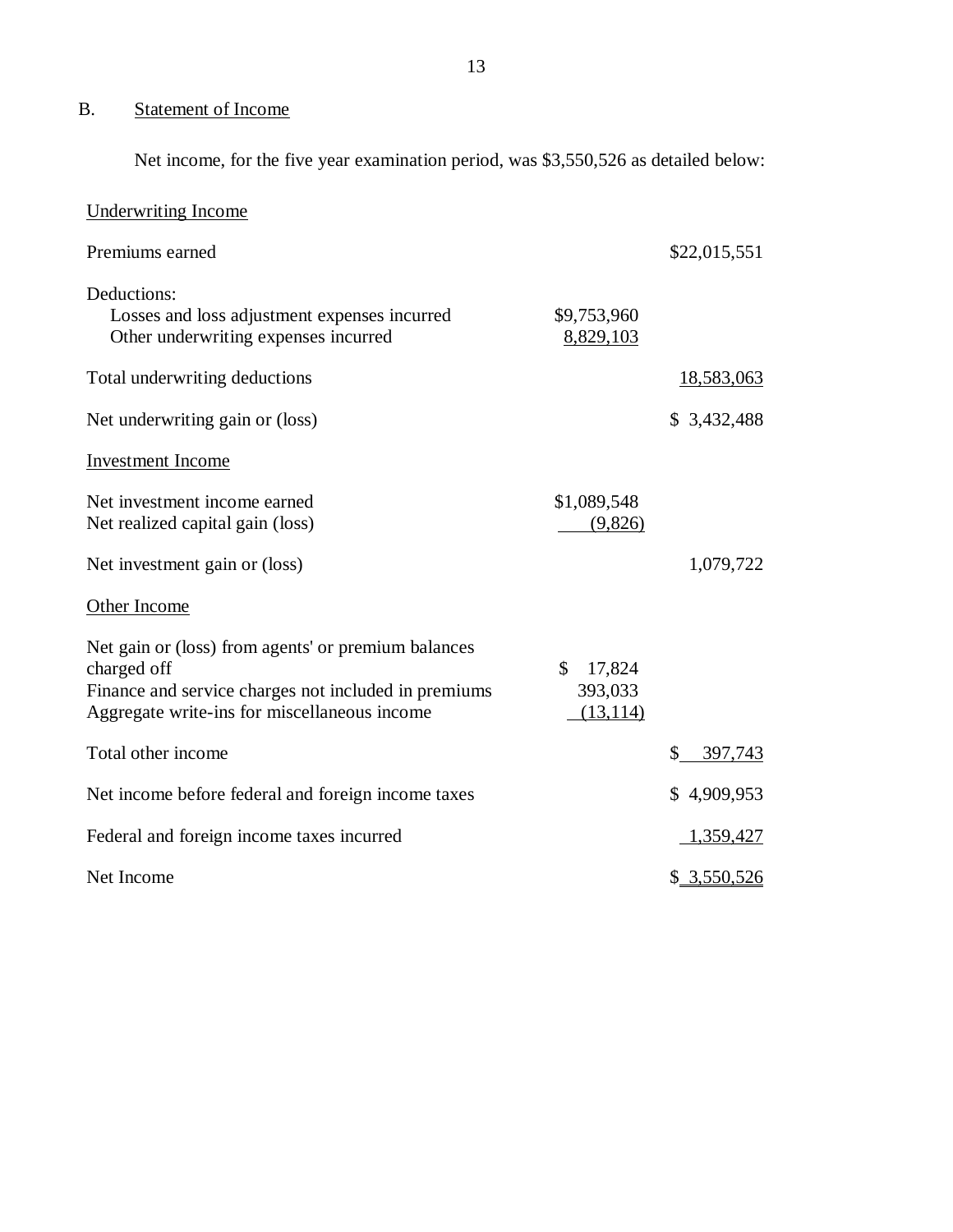## B. Statement of Income

Net income, for the five year examination period, was $3,550,526 as detailed below:

| | | |
|---|---|---|
| Underwriting Income | | |
| Premiums earned | | $22,015,551 |
| Deductions: | | |
| Losses and loss adjustment expenses incurred | $9,753,960 | |
| Other underwriting expenses incurred | 8,829,103 | |
| Total underwriting deductions | | 18,583,063 |
| Net underwriting gain or (loss) | | $ 3,432,488 |
| Investment Income | | |
| Net investment income earned | $1,089,548 | |
| Net realized capital gain (loss) | (9,826) | |
| Net investment gain or (loss) | | 1,079,722 |
| Other Income | | |
| Net gain or (loss) from agents' or premium balances charged off | $ 17,824 | |
| Finance and service charges not included in premiums | 393,033 | |
| Aggregate write-ins for miscellaneous income | (13,114) | |
| Total other income | | $ 397,743 |
| Net income before federal and foreign income taxes | | $ 4,909,953 |
| Federal and foreign income taxes incurred | | 1,359,427 |
| Net Income | | $ 3,550,526 |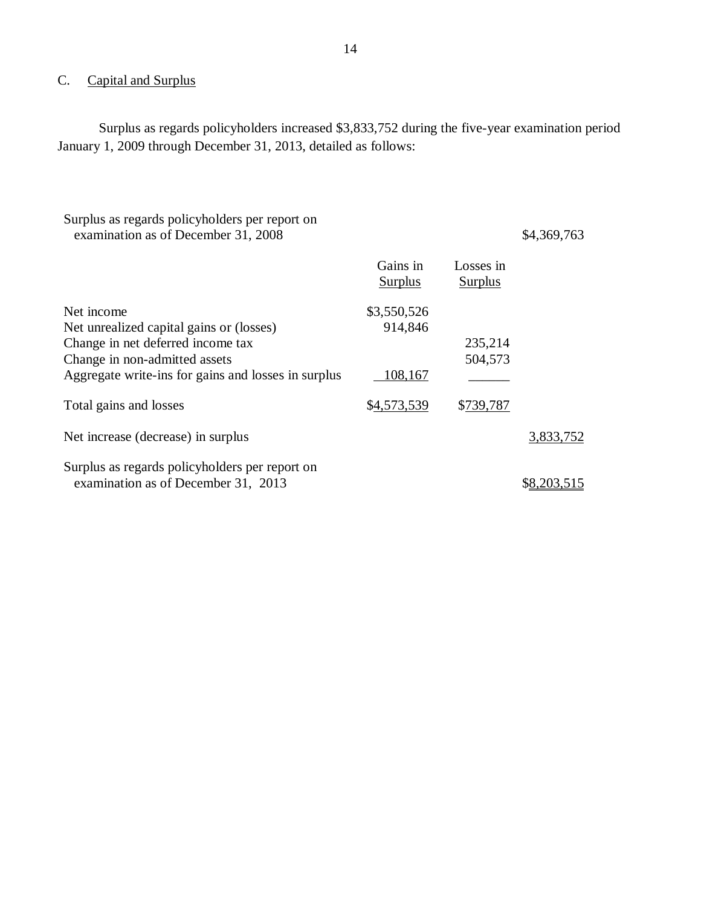## C. Capital and Surplus

Surplus as regards policyholders increased $3,833,752 during the five-year examination period January 1, 2009 through December 31, 2013, detailed as follows:

| | | | |
|---|---|---|---|
| Surplus as regards policyholders per report on examination as of December 31, 2008 | | | $4,369,763 |
| | Gains in Surplus | Losses in Surplus | |
| Net income | $3,550,526 | | |
| Net unrealized capital gains or (losses) | 914,846 | | |
| Change in net deferred income tax | | 235,214 | |
| Change in non-admitted assets | | 504,573 | |
| Aggregate write-ins for gains and losses in surplus | 108,167 | | |
| Total gains and losses | $4,573,539 | $739,787 | |
| Net increase (decrease) in surplus | | | 3,833,752 |
| Surplus as regards policyholders per report on examination as of December 31, 2013 | | | $8,203,515 |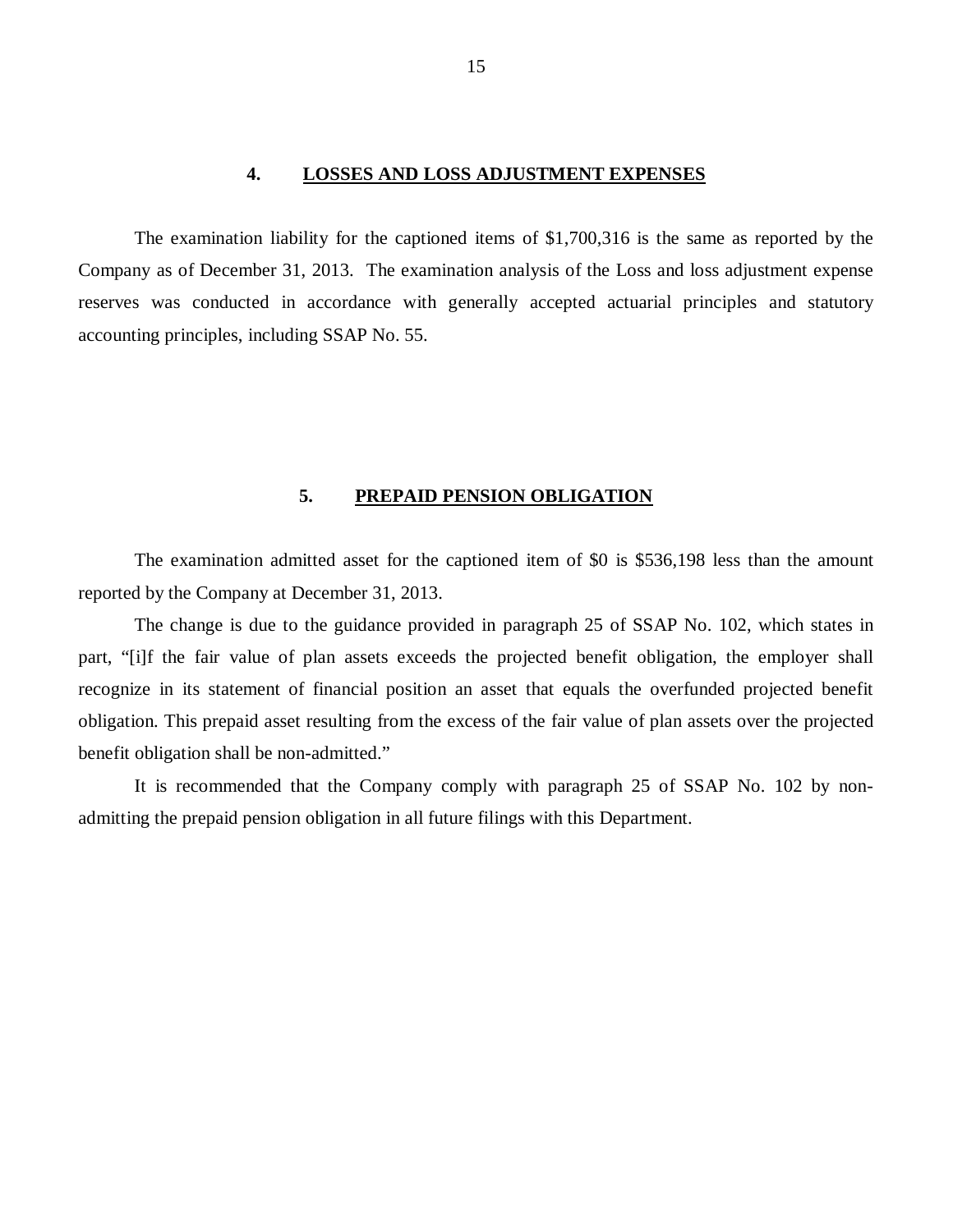## 4. <u>LOSSES AND LOSS ADJUSTMENT EXPENSES</u>

The examination liability for the captioned items of $1,700,316 is the same as reported by the Company as of December 31, 2013. The examination analysis of the Loss and loss adjustment expense reserves was conducted in accordance with generally accepted actuarial principles and statutory accounting principles, including SSAP No. 55.

## 5. <u>PREPAID PENSION OBLIGATION</u>

The examination admitted asset for the captioned item of $0 is $536,198 less than the amount reported by the Company at December 31, 2013.

The change is due to the guidance provided in paragraph 25 of SSAP No. 102, which states in part, "[i]f the fair value of plan assets exceeds the projected benefit obligation, the employer shall recognize in its statement of financial position an asset that equals the overfunded projected benefit obligation. This prepaid asset resulting from the excess of the fair value of plan assets over the projected benefit obligation shall be non-admitted."

It is recommended that the Company comply with paragraph 25 of SSAP No. 102 by non-admitting the prepaid pension obligation in all future filings with this Department.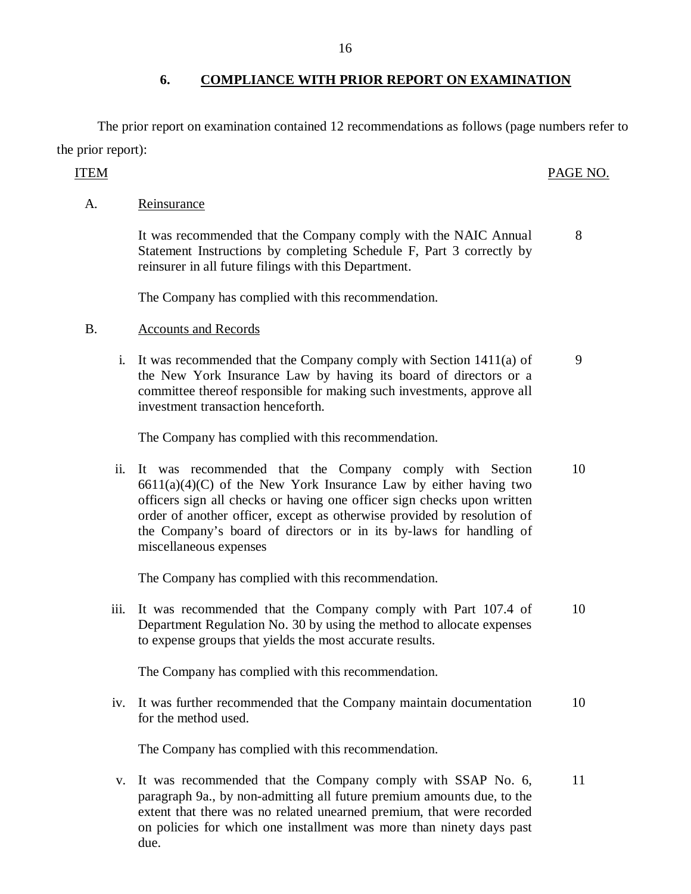## 6. COMPLIANCE WITH PRIOR REPORT ON EXAMINATION

The prior report on examination contained 12 recommendations as follows (page numbers refer to the prior report):

| ITEM | | PAGE NO. |
|---|---|---|
| A. | Reinsurance | |
| | It was recommended that the Company comply with the NAIC Annual Statement Instructions by completing Schedule F, Part 3 correctly by reinsurer in all future filings with this Department. | 8 |
| | The Company has complied with this recommendation. | |
| B. | Accounts and Records | |
| i. | It was recommended that the Company comply with Section 1411(a) of the New York Insurance Law by having its board of directors or a committee thereof responsible for making such investments, approve all investment transaction henceforth. | 9 |
| | The Company has complied with this recommendation. | |
| ii. | It was recommended that the Company comply with Section 6611(a)(4)(C) of the New York Insurance Law by either having two officers sign all checks or having one officer sign checks upon written order of another officer, except as otherwise provided by resolution of the Company's board of directors or in its by-laws for handling of miscellaneous expenses | 10 |
| | The Company has complied with this recommendation. | |
| iii. | It was recommended that the Company comply with Part 107.4 of Department Regulation No. 30 by using the method to allocate expenses to expense groups that yields the most accurate results. | 10 |
| | The Company has complied with this recommendation. | |
| iv. | It was further recommended that the Company maintain documentation for the method used. | 10 |
| | The Company has complied with this recommendation. | |
| v. | It was recommended that the Company comply with SSAP No. 6, paragraph 9a., by non-admitting all future premium amounts due, to the extent that there was no related unearned premium, that were recorded on policies for which one installment was more than ninety days past due. | 11 |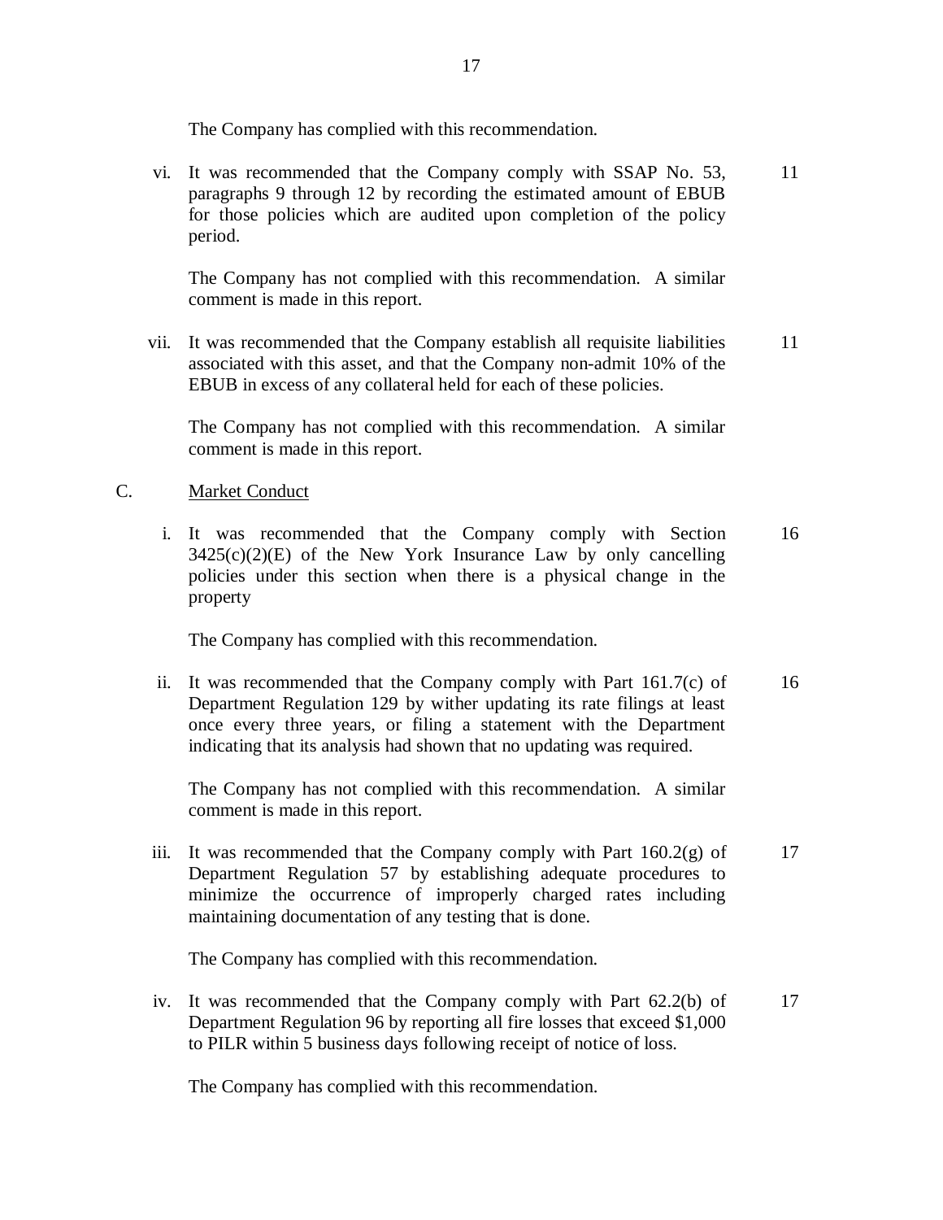The Company has complied with this recommendation.

vi. It was recommended that the Company comply with SSAP No. 53, paragraphs 9 through 12 by recording the estimated amount of EBUB for those policies which are audited upon completion of the policy period. 11

The Company has not complied with this recommendation. A similar comment is made in this report.

vii. It was recommended that the Company establish all requisite liabilities associated with this asset, and that the Company non-admit 10% of the EBUB in excess of any collateral held for each of these policies. 11

The Company has not complied with this recommendation. A similar comment is made in this report.

C. Market Conduct

i. It was recommended that the Company comply with Section 3425(c)(2)(E) of the New York Insurance Law by only cancelling policies under this section when there is a physical change in the property 16

The Company has complied with this recommendation.

ii. It was recommended that the Company comply with Part 161.7(c) of Department Regulation 129 by wither updating its rate filings at least once every three years, or filing a statement with the Department indicating that its analysis had shown that no updating was required. 16

The Company has not complied with this recommendation. A similar comment is made in this report.

iii. It was recommended that the Company comply with Part 160.2(g) of Department Regulation 57 by establishing adequate procedures to minimize the occurrence of improperly charged rates including maintaining documentation of any testing that is done. 17

The Company has complied with this recommendation.

iv. It was recommended that the Company comply with Part 62.2(b) of Department Regulation 96 by reporting all fire losses that exceed $1,000 to PILR within 5 business days following receipt of notice of loss. 17

The Company has complied with this recommendation.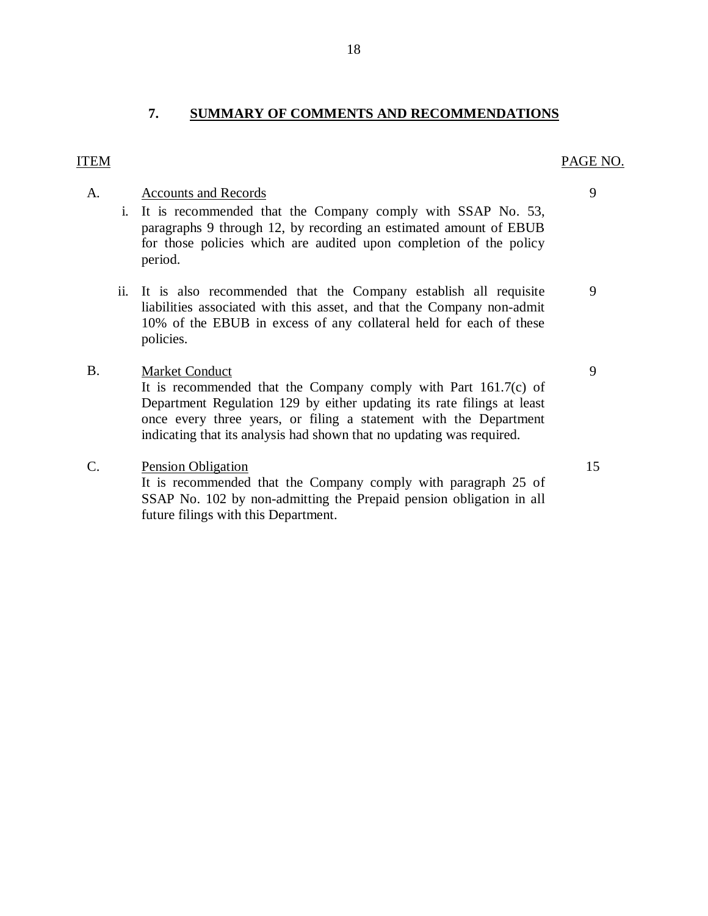## 7. SUMMARY OF COMMENTS AND RECOMMENDATIONS

| ITEM | | | PAGE NO. |
|---|---|---|---|
| A. | | Accounts and Records | |
| | i. | It is recommended that the Company comply with SSAP No. 53, paragraphs 9 through 12, by recording an estimated amount of EBUB for those policies which are audited upon completion of the policy period. | 9 |
| | ii. | It is also recommended that the Company establish all requisite liabilities associated with this asset, and that the Company non-admit 10% of the EBUB in excess of any collateral held for each of these policies. | 9 |
| B. | | Market Conduct<br>It is recommended that the Company comply with Part 161.7(c) of Department Regulation 129 by either updating its rate filings at least once every three years, or filing a statement with the Department indicating that its analysis had shown that no updating was required. | 9 |
| C. | | Pension Obligation<br>It is recommended that the Company comply with paragraph 25 of SSAP No. 102 by non-admitting the Prepaid pension obligation in all future filings with this Department. | 15 |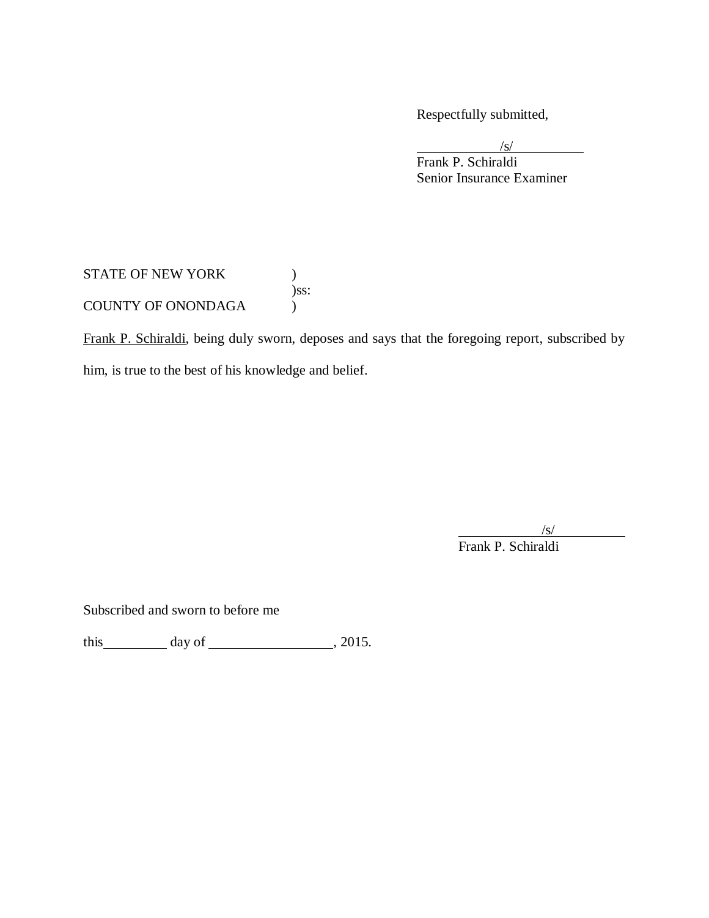Respectfully submitted,

/s/
Frank P. Schiraldi
Senior Insurance Examiner

STATE OF NEW YORK )
)ss:
COUNTY OF ONONDAGA )

Frank P. Schiraldi, being duly sworn, deposes and says that the foregoing report, subscribed by him, is true to the best of his knowledge and belief.

/s/
Frank P. Schiraldi

Subscribed and sworn to before me

this\_\_\_\_\_\_\_\_\_ day of \_\_\_\_\_\_\_\_\_\_\_\_\_\_\_\_\_\_, 2015.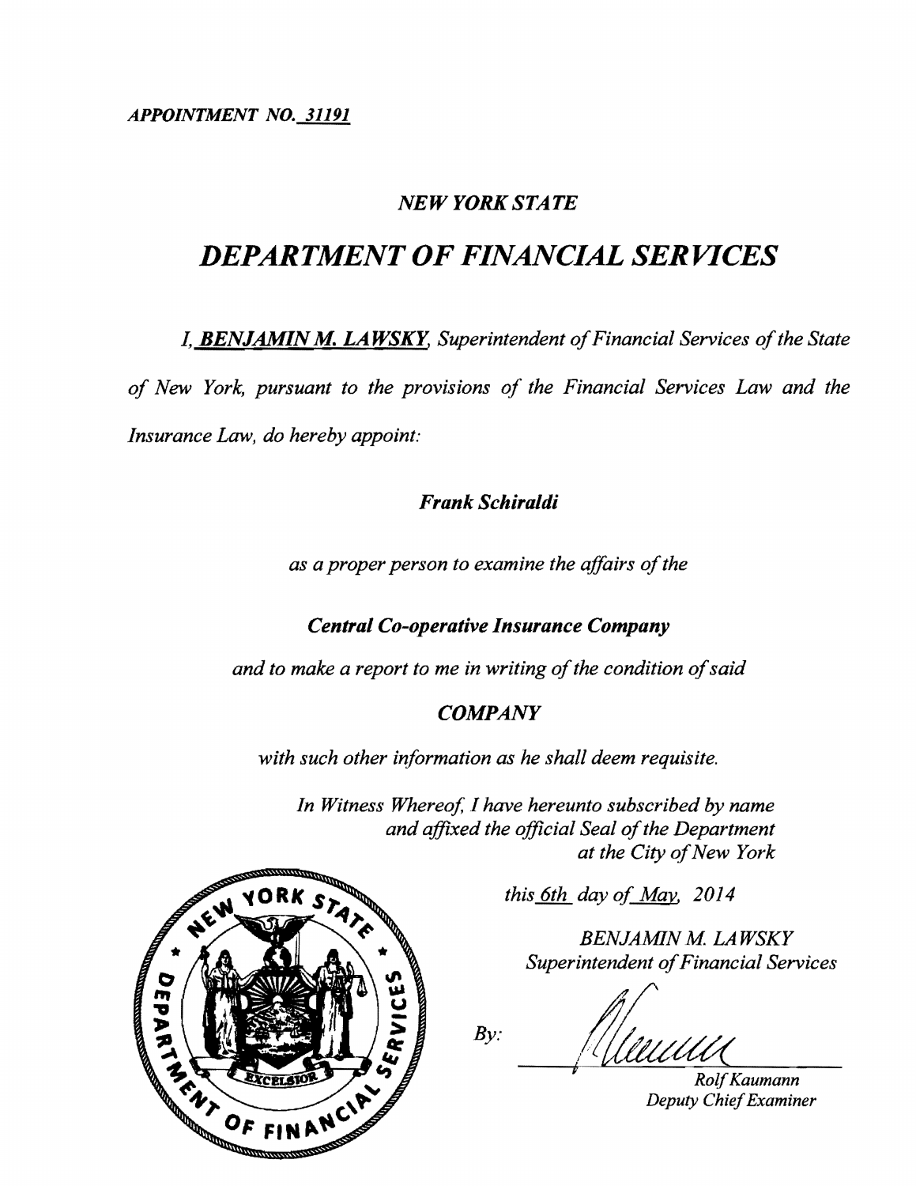*APPOINTMENT NO. 31191*

## *NEW YORK STATE*

# *DEPARTMENT OF FINANCIAL SERVICES*

*I, **BENJAMIN M. LAWSKY**, Superintendent of Financial Services of the State of New York, pursuant to the provisions of the Financial Services Law and the Insurance Law, do hereby appoint:*

***Frank Schiraldi***

*as a proper person to examine the affairs of the*

***Central Co-operative Insurance Company***

*and to make a report to me in writing of the condition of said*

***COMPANY***

*with such other information as he shall deem requisite.*

*In Witness Whereof, I have hereunto subscribed by name and affixed the official Seal of the Department at the City of New York*

*this 6th day of May, 2014*

*BENJAMIN M. LAWSKY*
*Superintendent of Financial Services*

*By:*

*Rolf Kaumann*
*Deputy Chief Examiner*